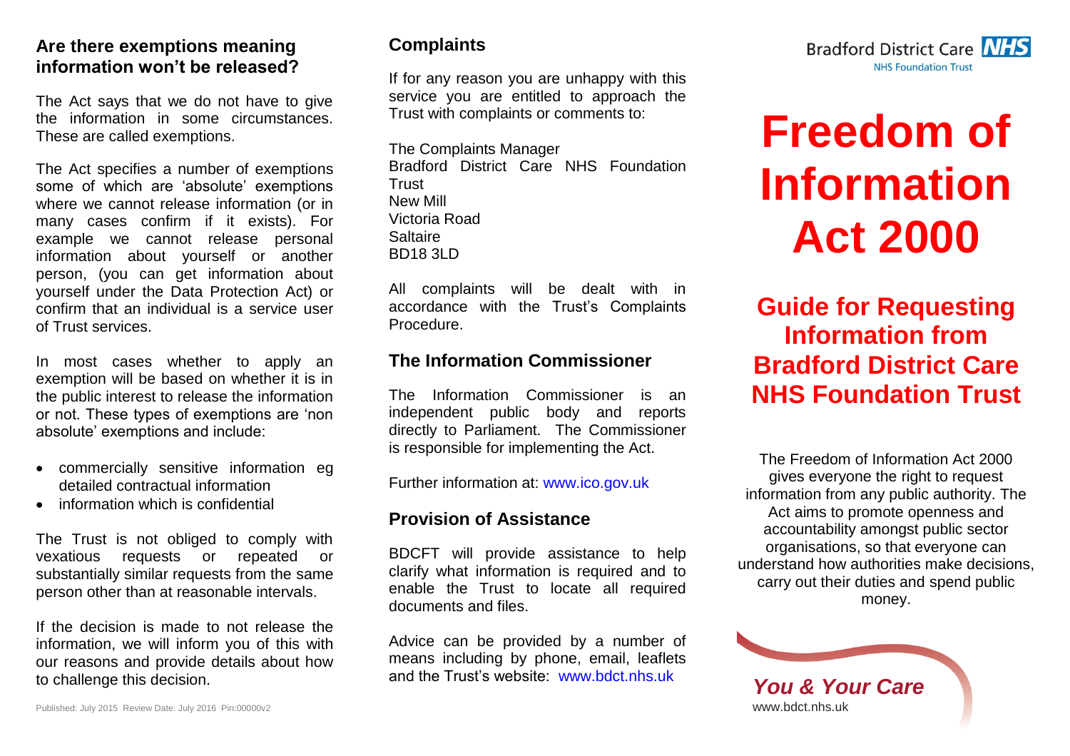## Are there exemptions meaning information won't be released?

The Act says that we do not have to give the information in some circumstances. These are called exemptions.

The Act specifies a number of exemptions some of which are 'absolute' exemptions where we cannot release information (or in many cases confirm if it exists). For example we cannot release personal information about yourself or another person, (you can get information about yourself under the Data Protection Act) or confirm that an individual is a service user of Trust services.

In most cases whether to apply an exemption will be based on whether it is in the public interest to release the information or not. These types of exemptions are 'non absolute' exemptions and include:

- commercially sensitive information eg detailed contractual information
- information which is confidential

The Trust is not obliged to comply with vexatious requests or repeated or substantially similar requests from the same person other than at reasonable intervals.

If the decision is made to not release the information, we will inform you of this with our reasons and provide details about how to challenge this decision.

Published: July 2015 Review Date: July 2016 Pin:00000v2

## Complaints

If for any reason you are unhappy with this service you are entitled to approach the Trust with complaints or comments to:

The Complaints Manager
Bradford District Care NHS Foundation Trust
New Mill
Victoria Road
Saltaire
BD18 3LD

All complaints will be dealt with in accordance with the Trust's Complaints Procedure.

## The Information Commissioner

The Information Commissioner is an independent public body and reports directly to Parliament. The Commissioner is responsible for implementing the Act.

Further information at: www.ico.gov.uk

## Provision of Assistance

BDCFT will provide assistance to help clarify what information is required and to enable the Trust to locate all required documents and files.

Advice can be provided by a number of means including by phone, email, leaflets and the Trust's website: www.bdct.nhs.uk

Bradford District Care NHS
NHS Foundation Trust

# Freedom of Information Act 2000

## Guide for Requesting Information from Bradford District Care NHS Foundation Trust

The Freedom of Information Act 2000 gives everyone the right to request information from any public authority. The Act aims to promote openness and accountability amongst public sector organisations, so that everyone can understand how authorities make decisions, carry out their duties and spend public money.

*You & Your Care*
www.bdct.nhs.uk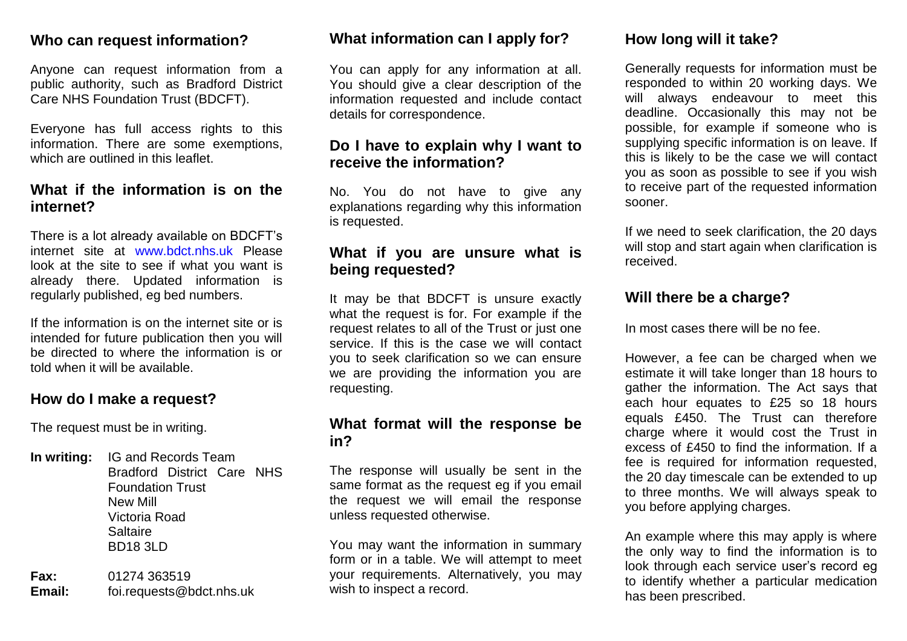## Who can request information?

Anyone can request information from a public authority, such as Bradford District Care NHS Foundation Trust (BDCFT).

Everyone has full access rights to this information. There are some exemptions, which are outlined in this leaflet.

## What if the information is on the internet?

There is a lot already available on BDCFT's internet site at www.bdct.nhs.uk Please look at the site to see if what you want is already there. Updated information is regularly published, eg bed numbers.

If the information is on the internet site or is intended for future publication then you will be directed to where the information is or told when it will be available.

## How do I make a request?

The request must be in writing.

**In writing:** IG and Records Team
Bradford District Care NHS Foundation Trust
New Mill
Victoria Road
Saltaire
BD18 3LD

**Fax:** 01274 363519
**Email:** foi.requests@bdct.nhs.uk

## What information can I apply for?

You can apply for any information at all. You should give a clear description of the information requested and include contact details for correspondence.

## Do I have to explain why I want to receive the information?

No. You do not have to give any explanations regarding why this information is requested.

## What if you are unsure what is being requested?

It may be that BDCFT is unsure exactly what the request is for. For example if the request relates to all of the Trust or just one service. If this is the case we will contact you to seek clarification so we can ensure we are providing the information you are requesting.

## What format will the response be in?

The response will usually be sent in the same format as the request eg if you email the request we will email the response unless requested otherwise.

You may want the information in summary form or in a table. We will attempt to meet your requirements. Alternatively, you may wish to inspect a record.

## How long will it take?

Generally requests for information must be responded to within 20 working days. We will always endeavour to meet this deadline. Occasionally this may not be possible, for example if someone who is supplying specific information is on leave. If this is likely to be the case we will contact you as soon as possible to see if you wish to receive part of the requested information sooner.

If we need to seek clarification, the 20 days will stop and start again when clarification is received.

## Will there be a charge?

In most cases there will be no fee.

However, a fee can be charged when we estimate it will take longer than 18 hours to gather the information. The Act says that each hour equates to £25 so 18 hours equals £450. The Trust can therefore charge where it would cost the Trust in excess of £450 to find the information. If a fee is required for information requested, the 20 day timescale can be extended to up to three months. We will always speak to you before applying charges.

An example where this may apply is where the only way to find the information is to look through each service user's record eg to identify whether a particular medication has been prescribed.